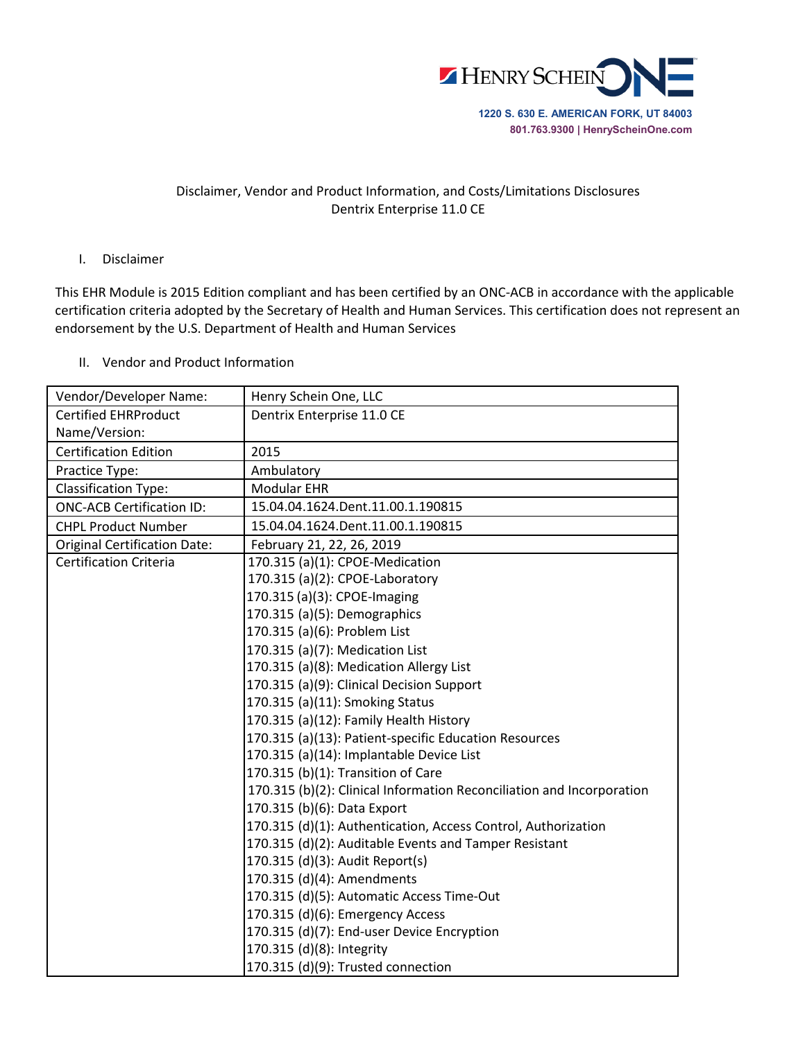HENRY SCHEIN ONE

1220 S. 630 E. AMERICAN FORK, UT 84003
801.763.9300 | HenryScheinOne.com

Disclaimer, Vendor and Product Information, and Costs/Limitations Disclosures
Dentrix Enterprise 11.0 CE

## I. Disclaimer

This EHR Module is 2015 Edition compliant and has been certified by an ONC-ACB in accordance with the applicable certification criteria adopted by the Secretary of Health and Human Services. This certification does not represent an endorsement by the U.S. Department of Health and Human Services

## II. Vendor and Product Information

| | |
|---|---|
| Vendor/Developer Name: | Henry Schein One, LLC |
| Certified EHRProduct Name/Version: | Dentrix Enterprise 11.0 CE |
| Certification Edition | 2015 |
| Practice Type: | Ambulatory |
| Classification Type: | Modular EHR |
| ONC-ACB Certification ID: | 15.04.04.1624.Dent.11.00.1.190815 |
| CHPL Product Number | 15.04.04.1624.Dent.11.00.1.190815 |
| Original Certification Date: | February 21, 22, 26, 2019 |
| Certification Criteria | 170.315 (a)(1): CPOE-Medication<br>170.315 (a)(2): CPOE-Laboratory<br>170.315 (a)(3): CPOE-Imaging<br>170.315 (a)(5): Demographics<br>170.315 (a)(6): Problem List<br>170.315 (a)(7): Medication List<br>170.315 (a)(8): Medication Allergy List<br>170.315 (a)(9): Clinical Decision Support<br>170.315 (a)(11): Smoking Status<br>170.315 (a)(12): Family Health History<br>170.315 (a)(13): Patient-specific Education Resources<br>170.315 (a)(14): Implantable Device List<br>170.315 (b)(1): Transition of Care<br>170.315 (b)(2): Clinical Information Reconciliation and Incorporation<br>170.315 (b)(6): Data Export<br>170.315 (d)(1): Authentication, Access Control, Authorization<br>170.315 (d)(2): Auditable Events and Tamper Resistant<br>170.315 (d)(3): Audit Report(s)<br>170.315 (d)(4): Amendments<br>170.315 (d)(5): Automatic Access Time-Out<br>170.315 (d)(6): Emergency Access<br>170.315 (d)(7): End-user Device Encryption<br>170.315 (d)(8): Integrity<br>170.315 (d)(9): Trusted connection |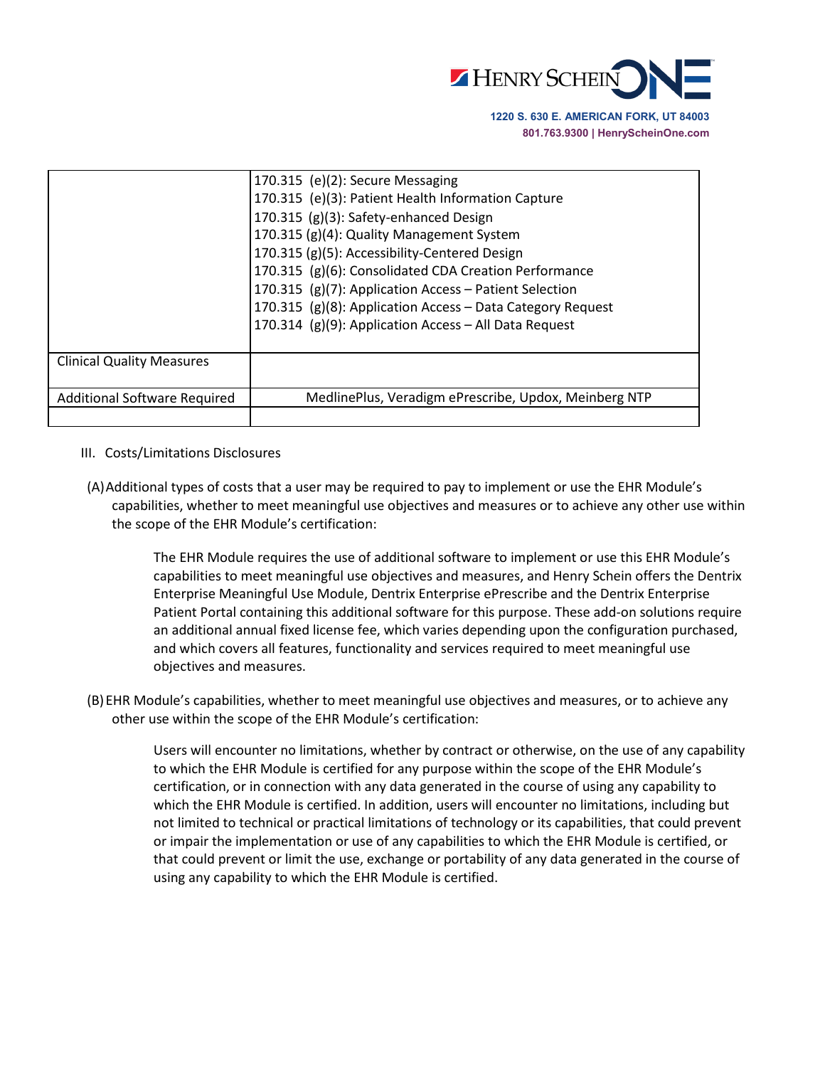| | |
|---|---|
| | 170.315 (e)(2): Secure Messaging<br>170.315 (e)(3): Patient Health Information Capture<br>170.315 (g)(3): Safety-enhanced Design<br>170.315 (g)(4): Quality Management System<br>170.315 (g)(5): Accessibility-Centered Design<br>170.315 (g)(6): Consolidated CDA Creation Performance<br>170.315 (g)(7): Application Access – Patient Selection<br>170.315 (g)(8): Application Access – Data Category Request<br>170.314 (g)(9): Application Access – All Data Request |
| Clinical Quality Measures | |
| Additional Software Required | MedlinePlus, Veradigm ePrescribe, Updox, Meinberg NTP |
| | |

III. Costs/Limitations Disclosures

(A) Additional types of costs that a user may be required to pay to implement or use the EHR Module's capabilities, whether to meet meaningful use objectives and measures or to achieve any other use within the scope of the EHR Module's certification:

> The EHR Module requires the use of additional software to implement or use this EHR Module's capabilities to meet meaningful use objectives and measures, and Henry Schein offers the Dentrix Enterprise Meaningful Use Module, Dentrix Enterprise ePrescribe and the Dentrix Enterprise Patient Portal containing this additional software for this purpose. These add-on solutions require an additional annual fixed license fee, which varies depending upon the configuration purchased, and which covers all features, functionality and services required to meet meaningful use objectives and measures.

(B) EHR Module's capabilities, whether to meet meaningful use objectives and measures, or to achieve any other use within the scope of the EHR Module's certification:

> Users will encounter no limitations, whether by contract or otherwise, on the use of any capability to which the EHR Module is certified for any purpose within the scope of the EHR Module's certification, or in connection with any data generated in the course of using any capability to which the EHR Module is certified. In addition, users will encounter no limitations, including but not limited to technical or practical limitations of technology or its capabilities, that could prevent or impair the implementation or use of any capabilities to which the EHR Module is certified, or that could prevent or limit the use, exchange or portability of any data generated in the course of using any capability to which the EHR Module is certified.